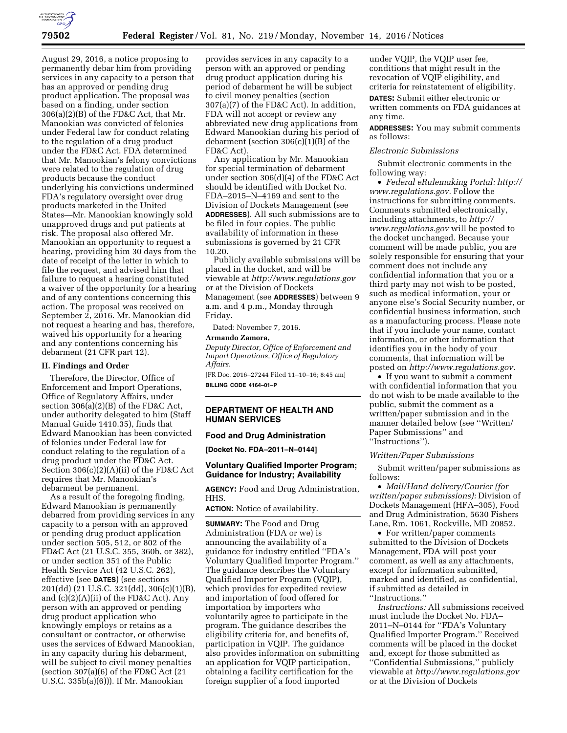August 29, 2016, a notice proposing to permanently debar him from providing services in any capacity to a person that has an approved or pending drug product application. The proposal was based on a finding, under section 306(a)(2)(B) of the FD&C Act, that Mr. Manookian was convicted of felonies under Federal law for conduct relating to the regulation of a drug product under the FD&C Act. FDA determined that Mr. Manookian's felony convictions were related to the regulation of drug products because the conduct underlying his convictions undermined FDA's regulatory oversight over drug products marketed in the United States—Mr. Manookian knowingly sold unapproved drugs and put patients at risk. The proposal also offered Mr. Manookian an opportunity to request a hearing, providing him 30 days from the date of receipt of the letter in which to file the request, and advised him that failure to request a hearing constituted a waiver of the opportunity for a hearing and of any contentions concerning this action. The proposal was received on September 2, 2016. Mr. Manookian did not request a hearing and has, therefore, waived his opportunity for a hearing and any contentions concerning his debarment (21 CFR part 12).

### II. Findings and Order

Therefore, the Director, Office of Enforcement and Import Operations, Office of Regulatory Affairs, under section 306(a)(2)(B) of the FD&C Act, under authority delegated to him (Staff Manual Guide 1410.35), finds that Edward Manookian has been convicted of felonies under Federal law for conduct relating to the regulation of a drug product under the FD&C Act. Section 306(c)(2)(A)(ii) of the FD&C Act requires that Mr. Manookian's debarment be permanent.

As a result of the foregoing finding, Edward Manookian is permanently debarred from providing services in any capacity to a person with an approved or pending drug product application under section 505, 512, or 802 of the FD&C Act (21 U.S.C. 355, 360b, or 382), or under section 351 of the Public Health Service Act (42 U.S.C. 262), effective (see **DATES**) (see sections 201(dd) (21 U.S.C. 321(dd), 306(c)(1)(B), and (c)(2)(A)(ii) of the FD&C Act). Any person with an approved or pending drug product application who knowingly employs or retains as a consultant or contractor, or otherwise uses the services of Edward Manookian, in any capacity during his debarment, will be subject to civil money penalties (section 307(a)(6) of the FD&C Act (21 U.S.C. 335b(a)(6))). If Mr. Manookian provides services in any capacity to a person with an approved or pending drug product application during his period of debarment he will be subject to civil money penalties (section 307(a)(7) of the FD&C Act). In addition, FDA will not accept or review any abbreviated new drug applications from Edward Manookian during his period of debarment (section 306(c)(1)(B) of the FD&C Act).

Any application by Mr. Manookian for special termination of debarment under section 306(d)(4) of the FD&C Act should be identified with Docket No. FDA–2015–N–4169 and sent to the Division of Dockets Management (see **ADDRESSES**). All such submissions are to be filed in four copies. The public availability of information in these submissions is governed by 21 CFR 10.20.

Publicly available submissions will be placed in the docket, and will be viewable at *http://www.regulations.gov* or at the Division of Dockets Management (see **ADDRESSES**) between 9 a.m. and 4 p.m., Monday through Friday.

Dated: November 7, 2016.

**Armando Zamora,**

*Deputy Director, Office of Enforcement and Import Operations, Office of Regulatory Affairs.*

[FR Doc. 2016–27244 Filed 11–10–16; 8:45 am]

**BILLING CODE 4164–01–P**

## DEPARTMENT OF HEALTH AND HUMAN SERVICES

### Food and Drug Administration

**[Docket No. FDA–2011–N–0144]**

### Voluntary Qualified Importer Program; Guidance for Industry; Availability

**AGENCY:** Food and Drug Administration, HHS.

**ACTION:** Notice of availability.

**SUMMARY:** The Food and Drug Administration (FDA or we) is announcing the availability of a guidance for industry entitled ''FDA's Voluntary Qualified Importer Program.'' The guidance describes the Voluntary Qualified Importer Program (VQIP), which provides for expedited review and importation of food offered for importation by importers who voluntarily agree to participate in the program. The guidance describes the eligibility criteria for, and benefits of, participation in VQIP. The guidance also provides information on submitting an application for VQIP participation, obtaining a facility certification for the foreign supplier of a food imported under VQIP, the VQIP user fee, conditions that might result in the revocation of VQIP eligibility, and criteria for reinstatement of eligibility.

**DATES:** Submit either electronic or written comments on FDA guidances at any time.

**ADDRESSES:** You may submit comments as follows:

*Electronic Submissions*

Submit electronic comments in the following way:

- *Federal eRulemaking Portal: http://www.regulations.gov*. Follow the instructions for submitting comments. Comments submitted electronically, including attachments, to *http://www.regulations.gov* will be posted to the docket unchanged. Because your comment will be made public, you are solely responsible for ensuring that your comment does not include any confidential information that you or a third party may not wish to be posted, such as medical information, your or anyone else's Social Security number, or confidential business information, such as a manufacturing process. Please note that if you include your name, contact information, or other information that identifies you in the body of your comments, that information will be posted on *http://www.regulations.gov*.
- If you want to submit a comment with confidential information that you do not wish to be made available to the public, submit the comment as a written/paper submission and in the manner detailed below (see ''Written/Paper Submissions'' and ''Instructions'').

*Written/Paper Submissions*

Submit written/paper submissions as follows:

- *Mail/Hand delivery/Courier (for written/paper submissions):* Division of Dockets Management (HFA–305), Food and Drug Administration, 5630 Fishers Lane, Rm. 1061, Rockville, MD 20852.
- For written/paper comments submitted to the Division of Dockets Management, FDA will post your comment, as well as any attachments, except for information submitted, marked and identified, as confidential, if submitted as detailed in ''Instructions.''

*Instructions:* All submissions received must include the Docket No. FDA–2011–N–0144 for ''FDA's Voluntary Qualified Importer Program.'' Received comments will be placed in the docket and, except for those submitted as ''Confidential Submissions,'' publicly viewable at *http://www.regulations.gov* or at the Division of Dockets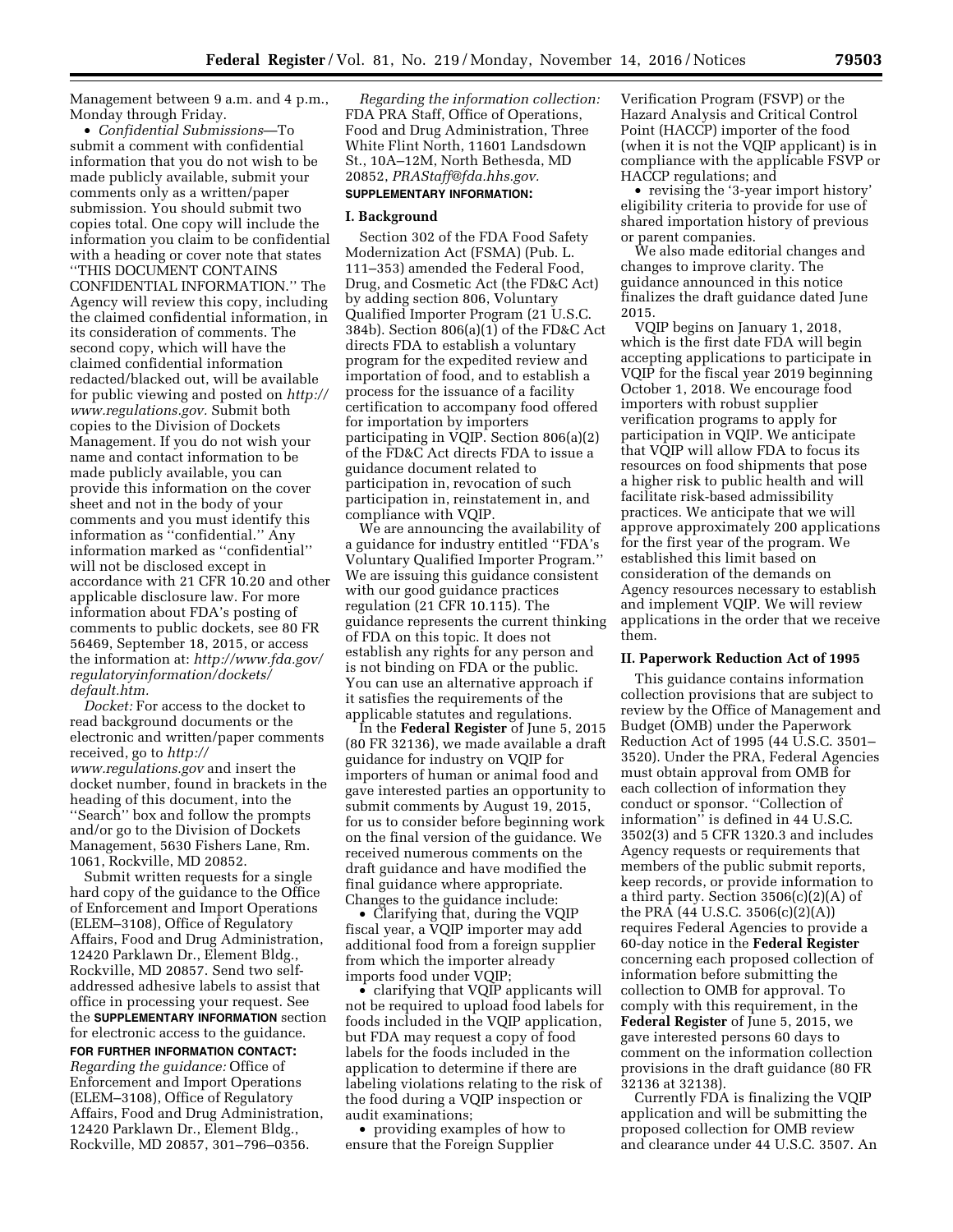Management between 9 a.m. and 4 p.m., Monday through Friday.

- *Confidential Submissions*—To submit a comment with confidential information that you do not wish to be made publicly available, submit your comments only as a written/paper submission. You should submit two copies total. One copy will include the information you claim to be confidential with a heading or cover note that states ''THIS DOCUMENT CONTAINS CONFIDENTIAL INFORMATION.'' The Agency will review this copy, including the claimed confidential information, in its consideration of comments. The second copy, which will have the claimed confidential information redacted/blacked out, will be available for public viewing and posted on *http://www.regulations.gov.* Submit both copies to the Division of Dockets Management. If you do not wish your name and contact information to be made publicly available, you can provide this information on the cover sheet and not in the body of your comments and you must identify this information as ''confidential.'' Any information marked as ''confidential'' will not be disclosed except in accordance with 21 CFR 10.20 and other applicable disclosure law. For more information about FDA's posting of comments to public dockets, see 80 FR 56469, September 18, 2015, or access the information at: *http://www.fda.gov/regulatoryinformation/dockets/default.htm.*

*Docket:* For access to the docket to read background documents or the electronic and written/paper comments received, go to *http://www.regulations.gov* and insert the docket number, found in brackets in the heading of this document, into the ''Search'' box and follow the prompts and/or go to the Division of Dockets Management, 5630 Fishers Lane, Rm. 1061, Rockville, MD 20852.

Submit written requests for a single hard copy of the guidance to the Office of Enforcement and Import Operations (ELEM–3108), Office of Regulatory Affairs, Food and Drug Administration, 12420 Parklawn Dr., Element Bldg., Rockville, MD 20857. Send two self-addressed adhesive labels to assist that office in processing your request. See the **SUPPLEMENTARY INFORMATION** section for electronic access to the guidance.

**FOR FURTHER INFORMATION CONTACT:**

*Regarding the guidance:* Office of Enforcement and Import Operations (ELEM–3108), Office of Regulatory Affairs, Food and Drug Administration, 12420 Parklawn Dr., Element Bldg., Rockville, MD 20857, 301–796–0356.

*Regarding the information collection:* FDA PRA Staff, Office of Operations, Food and Drug Administration, Three White Flint North, 11601 Landsdown St., 10A–12M, North Bethesda, MD 20852, *PRAStaff@fda.hhs.gov.*

**SUPPLEMENTARY INFORMATION:**

## I. Background

Section 302 of the FDA Food Safety Modernization Act (FSMA) (Pub. L. 111–353) amended the Federal Food, Drug, and Cosmetic Act (the FD&C Act) by adding section 806, Voluntary Qualified Importer Program (21 U.S.C. 384b). Section 806(a)(1) of the FD&C Act directs FDA to establish a voluntary program for the expedited review and importation of food, and to establish a process for the issuance of a facility certification to accompany food offered for importation by importers participating in VQIP. Section 806(a)(2) of the FD&C Act directs FDA to issue a guidance document related to participation in, revocation of such participation in, reinstatement in, and compliance with VQIP.

We are announcing the availability of a guidance for industry entitled ''FDA's Voluntary Qualified Importer Program.'' We are issuing this guidance consistent with our good guidance practices regulation (21 CFR 10.115). The guidance represents the current thinking of FDA on this topic. It does not establish any rights for any person and is not binding on FDA or the public. You can use an alternative approach if it satisfies the requirements of the applicable statutes and regulations.

In the **Federal Register** of June 5, 2015 (80 FR 32136), we made available a draft guidance for industry on VQIP for importers of human or animal food and gave interested parties an opportunity to submit comments by August 19, 2015, for us to consider before beginning work on the final version of the guidance. We received numerous comments on the draft guidance and have modified the final guidance where appropriate. Changes to the guidance include:

- Clarifying that, during the VQIP fiscal year, a VQIP importer may add additional food from a foreign supplier from which the importer already imports food under VQIP;
- clarifying that VQIP applicants will not be required to upload food labels for foods included in the VQIP application, but FDA may request a copy of food labels for the foods included in the application to determine if there are labeling violations relating to the risk of the food during a VQIP inspection or audit examinations;
- providing examples of how to ensure that the Foreign Supplier Verification Program (FSVP) or the Hazard Analysis and Critical Control Point (HACCP) importer of the food (when it is not the VQIP applicant) is in compliance with the applicable FSVP or HACCP regulations; and
- revising the '3-year import history' eligibility criteria to provide for use of shared importation history of previous or parent companies.

We also made editorial changes and changes to improve clarity. The guidance announced in this notice finalizes the draft guidance dated June 2015.

VQIP begins on January 1, 2018, which is the first date FDA will begin accepting applications to participate in VQIP for the fiscal year 2019 beginning October 1, 2018. We encourage food importers with robust supplier verification programs to apply for participation in VQIP. We anticipate that VQIP will allow FDA to focus its resources on food shipments that pose a higher risk to public health and will facilitate risk-based admissibility practices. We anticipate that we will approve approximately 200 applications for the first year of the program. We established this limit based on consideration of the demands on Agency resources necessary to establish and implement VQIP. We will review applications in the order that we receive them.

## II. Paperwork Reduction Act of 1995

This guidance contains information collection provisions that are subject to review by the Office of Management and Budget (OMB) under the Paperwork Reduction Act of 1995 (44 U.S.C. 3501–3520). Under the PRA, Federal Agencies must obtain approval from OMB for each collection of information they conduct or sponsor. ''Collection of information'' is defined in 44 U.S.C. 3502(3) and 5 CFR 1320.3 and includes Agency requests or requirements that members of the public submit reports, keep records, or provide information to a third party. Section 3506(c)(2)(A) of the PRA (44 U.S.C. 3506(c)(2)(A)) requires Federal Agencies to provide a 60-day notice in the **Federal Register** concerning each proposed collection of information before submitting the collection to OMB for approval. To comply with this requirement, in the **Federal Register** of June 5, 2015, we gave interested persons 60 days to comment on the information collection provisions in the draft guidance (80 FR 32136 at 32138).

Currently FDA is finalizing the VQIP application and will be submitting the proposed collection for OMB review and clearance under 44 U.S.C. 3507. An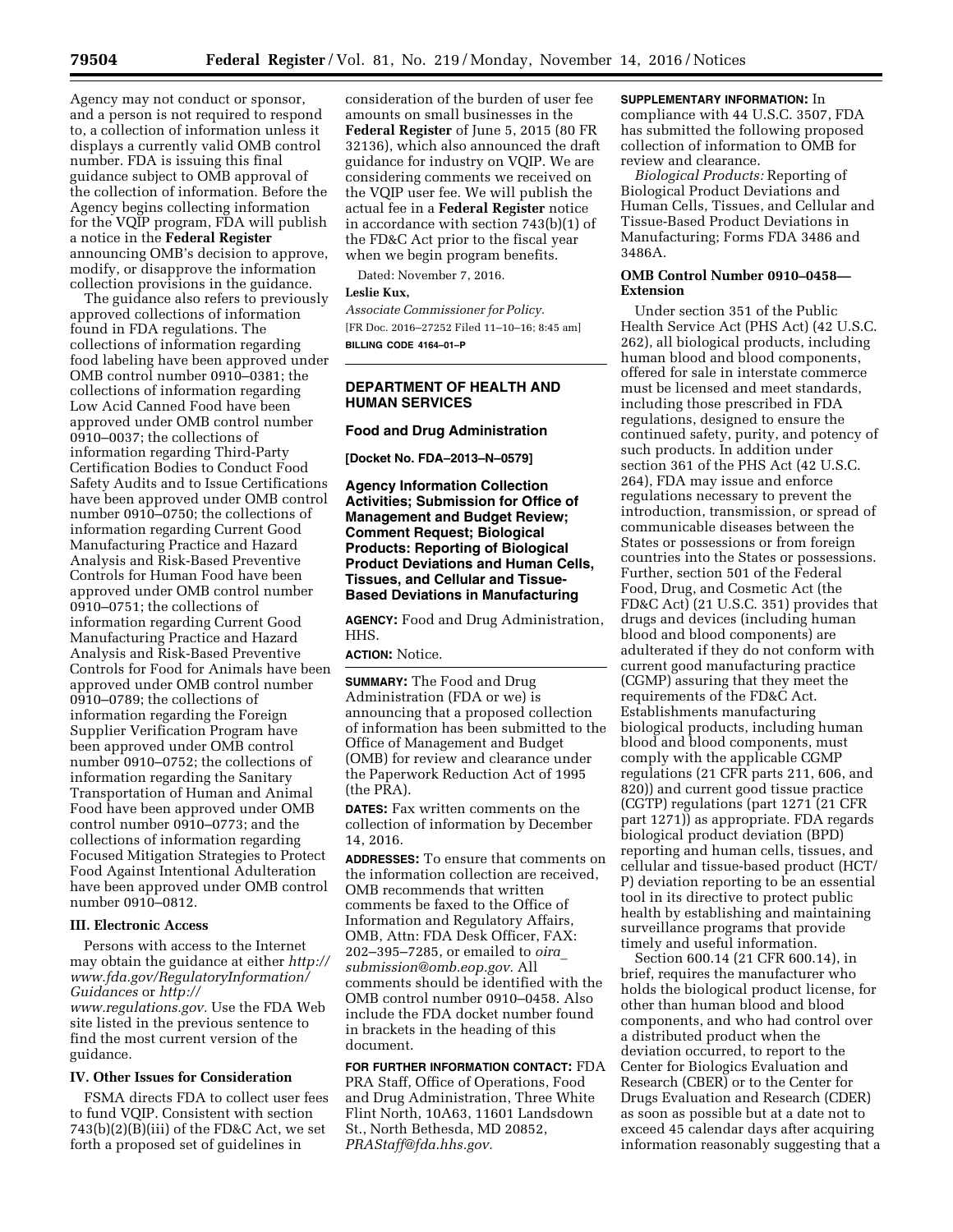Agency may not conduct or sponsor, and a person is not required to respond to, a collection of information unless it displays a currently valid OMB control number. FDA is issuing this final guidance subject to OMB approval of the collection of information. Before the Agency begins collecting information for the VQIP program, FDA will publish a notice in the **Federal Register** announcing OMB's decision to approve, modify, or disapprove the information collection provisions in the guidance.

The guidance also refers to previously approved collections of information found in FDA regulations. The collections of information regarding food labeling have been approved under OMB control number 0910–0381; the collections of information regarding Low Acid Canned Food have been approved under OMB control number 0910–0037; the collections of information regarding Third-Party Certification Bodies to Conduct Food Safety Audits and to Issue Certifications have been approved under OMB control number 0910–0750; the collections of information regarding Current Good Manufacturing Practice and Hazard Analysis and Risk-Based Preventive Controls for Human Food have been approved under OMB control number 0910–0751; the collections of information regarding Current Good Manufacturing Practice and Hazard Analysis and Risk-Based Preventive Controls for Food for Animals have been approved under OMB control number 0910–0789; the collections of information regarding the Foreign Supplier Verification Program have been approved under OMB control number 0910–0752; the collections of information regarding the Sanitary Transportation of Human and Animal Food have been approved under OMB control number 0910–0773; and the collections of information regarding Focused Mitigation Strategies to Protect Food Against Intentional Adulteration have been approved under OMB control number 0910–0812.

### III. Electronic Access

Persons with access to the Internet may obtain the guidance at either *http://www.fda.gov/RegulatoryInformation/Guidances* or *http://www.regulations.gov.* Use the FDA Web site listed in the previous sentence to find the most current version of the guidance.

### IV. Other Issues for Consideration

FSMA directs FDA to collect user fees to fund VQIP. Consistent with section 743(b)(2)(B)(iii) of the FD&C Act, we set forth a proposed set of guidelines in consideration of the burden of user fee amounts on small businesses in the **Federal Register** of June 5, 2015 (80 FR 32136), which also announced the draft guidance for industry on VQIP. We are considering comments we received on the VQIP user fee. We will publish the actual fee in a **Federal Register** notice in accordance with section 743(b)(1) of the FD&C Act prior to the fiscal year when we begin program benefits.

Dated: November 7, 2016.

**Leslie Kux,**

*Associate Commissioner for Policy.*

[FR Doc. 2016–27252 Filed 11–10–16; 8:45 am]

**BILLING CODE 4164–01–P**

---

## DEPARTMENT OF HEALTH AND HUMAN SERVICES

### Food and Drug Administration

**[Docket No. FDA–2013–N–0579]**

## Agency Information Collection Activities; Submission for Office of Management and Budget Review; Comment Request; Biological Products: Reporting of Biological Product Deviations and Human Cells, Tissues, and Cellular and Tissue-Based Deviations in Manufacturing

**AGENCY:** Food and Drug Administration, HHS.

**ACTION:** Notice.

**SUMMARY:** The Food and Drug Administration (FDA or we) is announcing that a proposed collection of information has been submitted to the Office of Management and Budget (OMB) for review and clearance under the Paperwork Reduction Act of 1995 (the PRA).

**DATES:** Fax written comments on the collection of information by December 14, 2016.

**ADDRESSES:** To ensure that comments on the information collection are received, OMB recommends that written comments be faxed to the Office of Information and Regulatory Affairs, OMB, Attn: FDA Desk Officer, FAX: 202–395–7285, or emailed to *oira_submission@omb.eop.gov.* All comments should be identified with the OMB control number 0910–0458. Also include the FDA docket number found in brackets in the heading of this document.

**FOR FURTHER INFORMATION CONTACT:** FDA PRA Staff, Office of Operations, Food and Drug Administration, Three White Flint North, 10A63, 11601 Landsdown St., North Bethesda, MD 20852, *PRAStaff@fda.hhs.gov.*

**SUPPLEMENTARY INFORMATION:** In compliance with 44 U.S.C. 3507, FDA has submitted the following proposed collection of information to OMB for review and clearance.

*Biological Products:* Reporting of Biological Product Deviations and Human Cells, Tissues, and Cellular and Tissue-Based Product Deviations in Manufacturing; Forms FDA 3486 and 3486A.

### OMB Control Number 0910–0458—Extension

Under section 351 of the Public Health Service Act (PHS Act) (42 U.S.C. 262), all biological products, including human blood and blood components, offered for sale in interstate commerce must be licensed and meet standards, including those prescribed in FDA regulations, designed to ensure the continued safety, purity, and potency of such products. In addition under section 361 of the PHS Act (42 U.S.C. 264), FDA may issue and enforce regulations necessary to prevent the introduction, transmission, or spread of communicable diseases between the States or possessions or from foreign countries into the States or possessions. Further, section 501 of the Federal Food, Drug, and Cosmetic Act (the FD&C Act) (21 U.S.C. 351) provides that drugs and devices (including human blood and blood components) are adulterated if they do not conform with current good manufacturing practice (CGMP) assuring that they meet the requirements of the FD&C Act. Establishments manufacturing biological products, including human blood and blood components, must comply with the applicable CGMP regulations (21 CFR parts 211, 606, and 820)) and current good tissue practice (CGTP) regulations (part 1271 (21 CFR part 1271)) as appropriate. FDA regards biological product deviation (BPD) reporting and human cells, tissues, and cellular and tissue-based product (HCT/P) deviation reporting to be an essential tool in its directive to protect public health by establishing and maintaining surveillance programs that provide timely and useful information.

Section 600.14 (21 CFR 600.14), in brief, requires the manufacturer who holds the biological product license, for other than human blood and blood components, and who had control over a distributed product when the deviation occurred, to report to the Center for Biologics Evaluation and Research (CBER) or to the Center for Drugs Evaluation and Research (CDER) as soon as possible but at a date not to exceed 45 calendar days after acquiring information reasonably suggesting that a